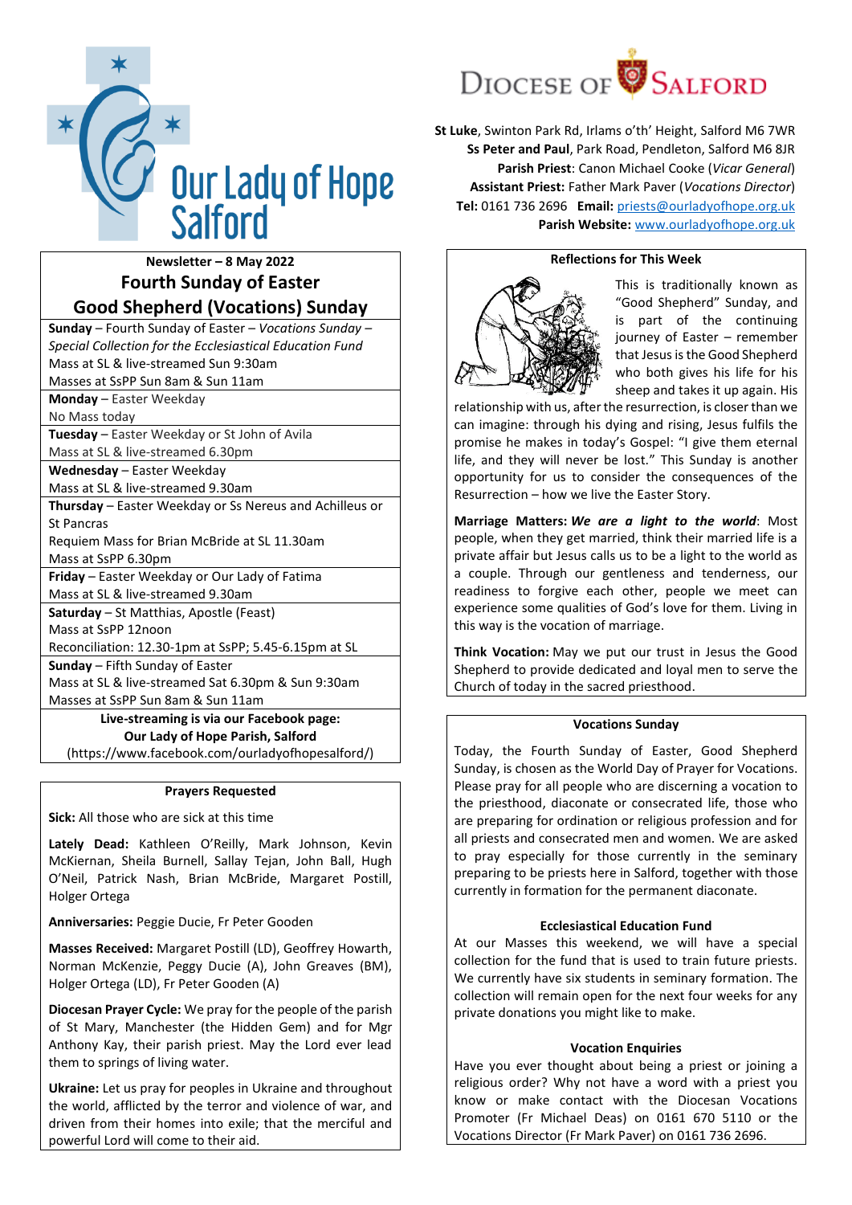# Our Lady of Hope Salford

**Diocese of Salford**

**St Luke**, Swinton Park Rd, Irlams o'th' Height, Salford M6 7WR
**Ss Peter and Paul**, Park Road, Pendleton, Salford M6 8JR
**Parish Priest**: Canon Michael Cooke (*Vicar General*)
**Assistant Priest:** Father Mark Paver (*Vocations Director*)
**Tel:** 0161 736 2696 **Email:** priests@ourladyofhope.org.uk
**Parish Website:** www.ourladyofhope.org.uk

**Newsletter – 8 May 2022**

## Fourth Sunday of Easter
## Good Shepherd (Vocations) Sunday

**Sunday** – Fourth Sunday of Easter – *Vocations Sunday – Special Collection for the Ecclesiastical Education Fund*
Mass at SL & live-streamed Sun 9:30am
Masses at SsPP Sun 8am & Sun 11am

**Monday** – Easter Weekday
No Mass today

**Tuesday** – Easter Weekday or St John of Avila
Mass at SL & live-streamed 6.30pm

**Wednesday** – Easter Weekday
Mass at SL & live-streamed 9.30am

**Thursday** – Easter Weekday or Ss Nereus and Achilleus or St Pancras
Requiem Mass for Brian McBride at SL 11.30am
Mass at SsPP 6.30pm

**Friday** – Easter Weekday or Our Lady of Fatima
Mass at SL & live-streamed 9.30am

**Saturday** – St Matthias, Apostle (Feast)
Mass at SsPP 12noon
Reconciliation: 12.30-1pm at SsPP; 5.45-6.15pm at SL

**Sunday** – Fifth Sunday of Easter
Mass at SL & live-streamed Sat 6.30pm & Sun 9:30am
Masses at SsPP Sun 8am & Sun 11am

**Live-streaming is via our Facebook page:**
**Our Lady of Hope Parish, Salford**
(https://www.facebook.com/ourladyofhopesalford/)

### Prayers Requested

**Sick:** All those who are sick at this time

**Lately Dead:** Kathleen O'Reilly, Mark Johnson, Kevin McKiernan, Sheila Burnell, Sallay Tejan, John Ball, Hugh O'Neil, Patrick Nash, Brian McBride, Margaret Postill, Holger Ortega

**Anniversaries:** Peggie Ducie, Fr Peter Gooden

**Masses Received:** Margaret Postill (LD), Geoffrey Howarth, Norman McKenzie, Peggy Ducie (A), John Greaves (BM), Holger Ortega (LD), Fr Peter Gooden (A)

**Diocesan Prayer Cycle:** We pray for the people of the parish of St Mary, Manchester (the Hidden Gem) and for Mgr Anthony Kay, their parish priest. May the Lord ever lead them to springs of living water.

**Ukraine:** Let us pray for peoples in Ukraine and throughout the world, afflicted by the terror and violence of war, and driven from their homes into exile; that the merciful and powerful Lord will come to their aid.

### Reflections for This Week

This is traditionally known as "Good Shepherd" Sunday, and is part of the continuing journey of Easter – remember that Jesus is the Good Shepherd who both gives his life for his sheep and takes it up again. His relationship with us, after the resurrection, is closer than we can imagine: through his dying and rising, Jesus fulfils the promise he makes in today's Gospel: "I give them eternal life, and they will never be lost." This Sunday is another opportunity for us to consider the consequences of the Resurrection – how we live the Easter Story.

**Marriage Matters: *We are a light to the world***: Most people, when they get married, think their married life is a private affair but Jesus calls us to be a light to the world as a couple. Through our gentleness and tenderness, our readiness to forgive each other, people we meet can experience some qualities of God's love for them. Living in this way is the vocation of marriage.

**Think Vocation:** May we put our trust in Jesus the Good Shepherd to provide dedicated and loyal men to serve the Church of today in the sacred priesthood.

### Vocations Sunday

Today, the Fourth Sunday of Easter, Good Shepherd Sunday, is chosen as the World Day of Prayer for Vocations. Please pray for all people who are discerning a vocation to the priesthood, diaconate or consecrated life, those who are preparing for ordination or religious profession and for all priests and consecrated men and women. We are asked to pray especially for those currently in the seminary preparing to be priests here in Salford, together with those currently in formation for the permanent diaconate.

### Ecclesiastical Education Fund

At our Masses this weekend, we will have a special collection for the fund that is used to train future priests. We currently have six students in seminary formation. The collection will remain open for the next four weeks for any private donations you might like to make.

### Vocation Enquiries

Have you ever thought about being a priest or joining a religious order? Why not have a word with a priest you know or make contact with the Diocesan Vocations Promoter (Fr Michael Deas) on 0161 670 5110 or the Vocations Director (Fr Mark Paver) on 0161 736 2696.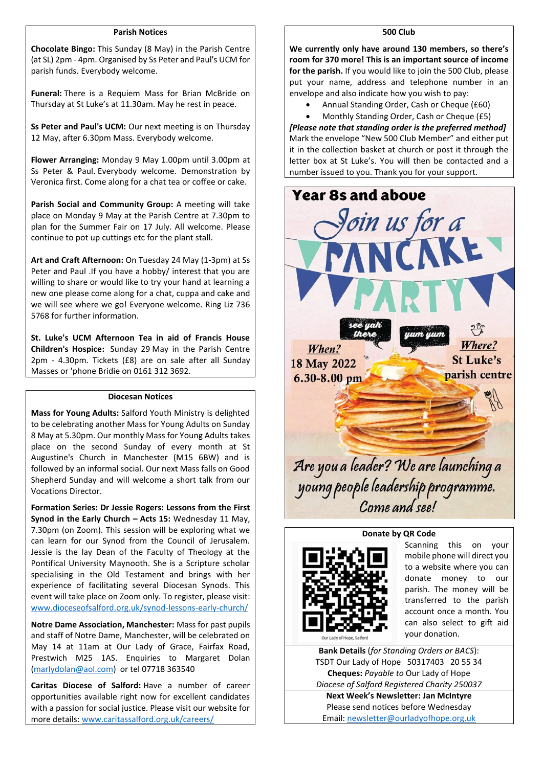## Parish Notices

**Chocolate Bingo:** This Sunday (8 May) in the Parish Centre (at SL) 2pm - 4pm. Organised by Ss Peter and Paul's UCM for parish funds. Everybody welcome.

**Funeral:** There is a Requiem Mass for Brian McBride on Thursday at St Luke's at 11.30am. May he rest in peace.

**Ss Peter and Paul's UCM:** Our next meeting is on Thursday 12 May, after 6.30pm Mass. Everybody welcome.

**Flower Arranging:** Monday 9 May 1.00pm until 3.00pm at Ss Peter & Paul. Everybody welcome. Demonstration by Veronica first. Come along for a chat tea or coffee or cake.

**Parish Social and Community Group:** A meeting will take place on Monday 9 May at the Parish Centre at 7.30pm to plan for the Summer Fair on 17 July. All welcome. Please continue to pot up cuttings etc for the plant stall.

**Art and Craft Afternoon:** On Tuesday 24 May (1-3pm) at Ss Peter and Paul .If you have a hobby/ interest that you are willing to share or would like to try your hand at learning a new one please come along for a chat, cuppa and cake and we will see where we go! Everyone welcome. Ring Liz 736 5768 for further information.

**St. Luke's UCM Afternoon Tea in aid of Francis House Children's Hospice:** Sunday 29 May in the Parish Centre 2pm - 4.30pm. Tickets (£8) are on sale after all Sunday Masses or 'phone Bridie on 0161 312 3692.

## Diocesan Notices

**Mass for Young Adults:** Salford Youth Ministry is delighted to be celebrating another Mass for Young Adults on Sunday 8 May at 5.30pm. Our monthly Mass for Young Adults takes place on the second Sunday of every month at St Augustine's Church in Manchester (M15 6BW) and is followed by an informal social. Our next Mass falls on Good Shepherd Sunday and will welcome a short talk from our Vocations Director.

**Formation Series: Dr Jessie Rogers: Lessons from the First Synod in the Early Church – Acts 15:** Wednesday 11 May, 7.30pm (on Zoom). This session will be exploring what we can learn for our Synod from the Council of Jerusalem. Jessie is the lay Dean of the Faculty of Theology at the Pontifical University Maynooth. She is a Scripture scholar specialising in the Old Testament and brings with her experience of facilitating several Diocesan Synods. This event will take place on Zoom only. To register, please visit: www.dioceseofsalford.org.uk/synod-lessons-early-church/

**Notre Dame Association, Manchester:** Mass for past pupils and staff of Notre Dame, Manchester, will be celebrated on May 14 at 11am at Our Lady of Grace, Fairfax Road, Prestwich M25 1AS. Enquiries to Margaret Dolan (marlydolan@aol.com) or tel 07718 363540

**Caritas Diocese of Salford:** Have a number of career opportunities available right now for excellent candidates with a passion for social justice. Please visit our website for more details: www.caritassalford.org.uk/careers/

## 500 Club

**We currently only have around 130 members, so there's room for 370 more! This is an important source of income for the parish.** If you would like to join the 500 Club, please put your name, address and telephone number in an envelope and also indicate how you wish to pay:

- Annual Standing Order, Cash or Cheque (£60)
- Monthly Standing Order, Cash or Cheque (£5)

***[Please note that standing order is the preferred method]***
Mark the envelope "New 500 Club Member" and either put it in the collection basket at church or post it through the letter box at St Luke's. You will then be contacted and a number issued to you. Thank you for your support.

**Year 8s and above**

Join us for a PANCAKE PARTY

see yah there — yum yum

*When?* 18 May 2022 6.30-8.00 pm

*Where?* St Luke's parish centre

*Are you a leader? We are launching a young people leadership programme. Come and see!*

## Donate by QR Code

Our Lady of Hope, Salford

Scanning this on your mobile phone will direct you to a website where you can donate money to our parish. The money will be transferred to the parish account once a month. You can also select to gift aid your donation.

**Bank Details** (*for Standing Orders or BACS*):
TSDT Our Lady of Hope 50317403 20 55 34
**Cheques:** *Payable to* Our Lady of Hope
*Diocese of Salford Registered Charity 250037*

**Next Week's Newsletter: Jan McIntyre**
Please send notices before Wednesday
Email: newsletter@ourladyofhope.org.uk